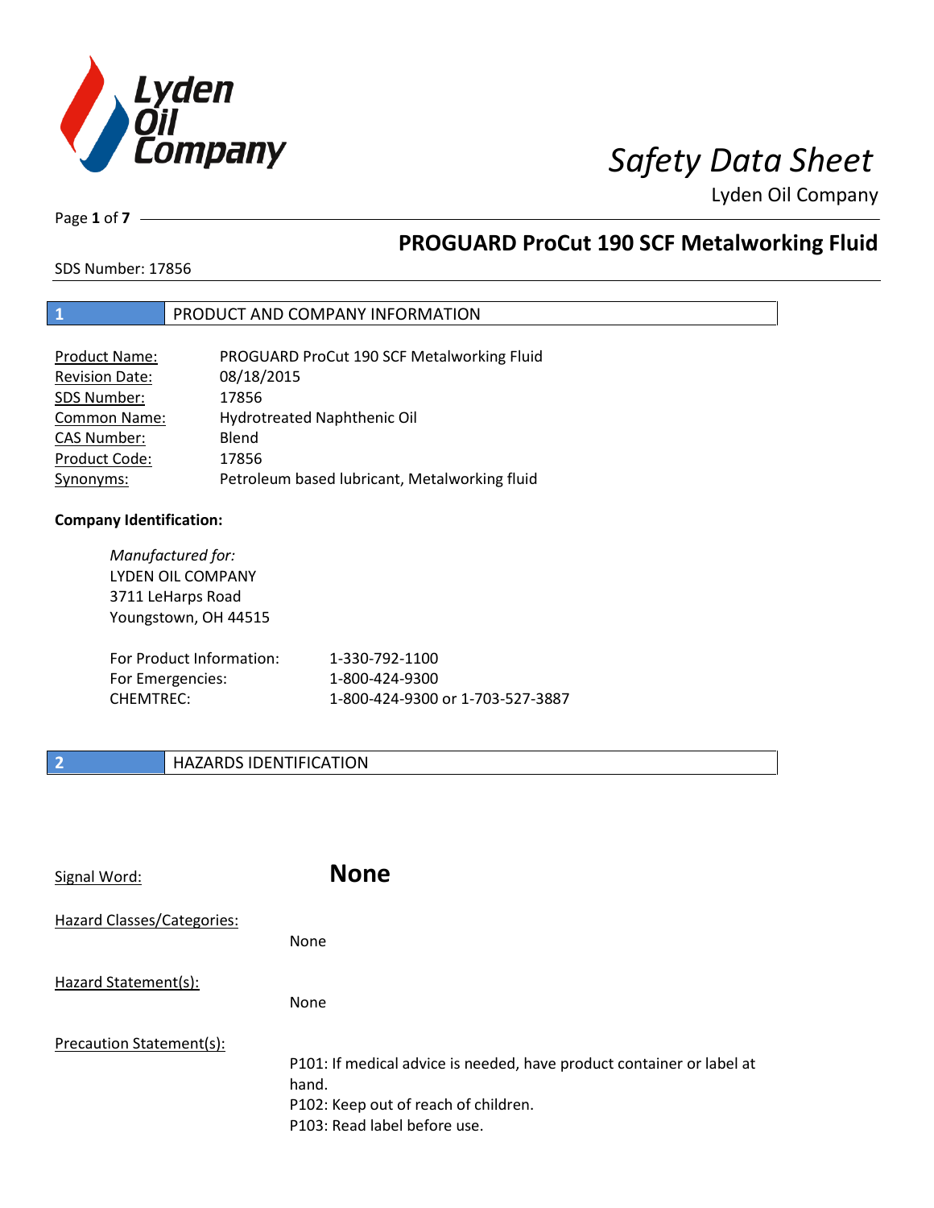# Safety Data Sheet

Lyden Oil Company

## PROGUARD ProCut 190 SCF Metalworking Fluid

SDS Number: 17856

## 1 PRODUCT AND COMPANY INFORMATION

| | |
|---|---|
| Product Name: | PROGUARD ProCut 190 SCF Metalworking Fluid |
| Revision Date: | 08/18/2015 |
| SDS Number: | 17856 |
| Common Name: | Hydrotreated Naphthenic Oil |
| CAS Number: | Blend |
| Product Code: | 17856 |
| Synonyms: | Petroleum based lubricant, Metalworking fluid |

**Company Identification:**

*Manufactured for:*
LYDEN OIL COMPANY
3711 LeHarps Road
Youngstown, OH 44515

| | |
|---|---|
| For Product Information: | 1-330-792-1100 |
| For Emergencies: | 1-800-424-9300 |
| CHEMTREC: | 1-800-424-9300 or 1-703-527-3887 |

## 2 HAZARDS IDENTIFICATION

Signal Word: **None**

Hazard Classes/Categories:

None

Hazard Statement(s):

None

Precaution Statement(s):

P101: If medical advice is needed, have product container or label at hand.
P102: Keep out of reach of children.
P103: Read label before use.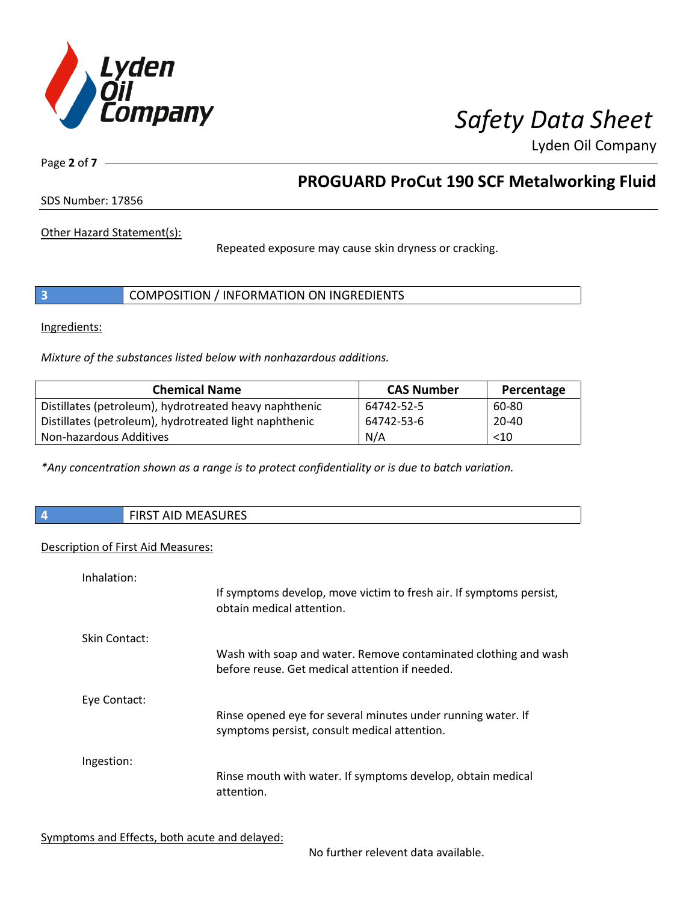Other Hazard Statement(s):

Repeated exposure may cause skin dryness or cracking.

## 3 COMPOSITION / INFORMATION ON INGREDIENTS

Ingredients:

*Mixture of the substances listed below with nonhazardous additions.*

| Chemical Name | CAS Number | Percentage |
|---|---|---|
| Distillates (petroleum), hydrotreated heavy naphthenic | 64742-52-5 | 60-80 |
| Distillates (petroleum), hydrotreated light naphthenic | 64742-53-6 | 20-40 |
| Non-hazardous Additives | N/A | <10 |

*\*Any concentration shown as a range is to protect confidentiality or is due to batch variation.*

## 4 FIRST AID MEASURES

Description of First Aid Measures:

Inhalation:

If symptoms develop, move victim to fresh air. If symptoms persist, obtain medical attention.

Skin Contact:

Wash with soap and water. Remove contaminated clothing and wash before reuse. Get medical attention if needed.

Eye Contact:

Rinse opened eye for several minutes under running water. If symptoms persist, consult medical attention.

Ingestion:

Rinse mouth with water. If symptoms develop, obtain medical attention.

Symptoms and Effects, both acute and delayed:

No further relevent data available.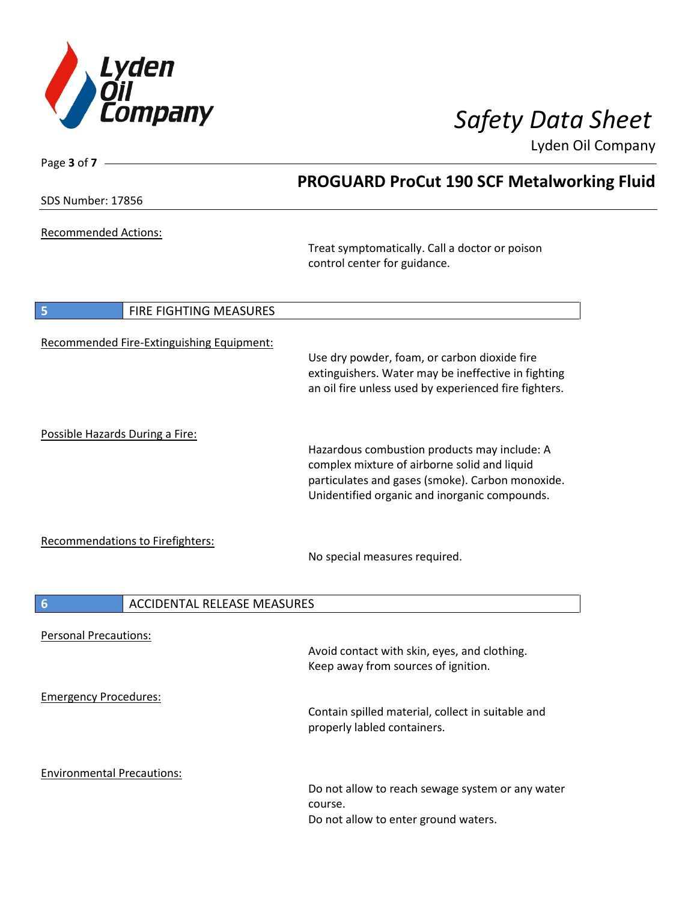Recommended Actions:

Treat symptomatically. Call a doctor or poison control center for guidance.

## 5 FIRE FIGHTING MEASURES

Recommended Fire-Extinguishing Equipment:

Use dry powder, foam, or carbon dioxide fire extinguishers. Water may be ineffective in fighting an oil fire unless used by experienced fire fighters.

Possible Hazards During a Fire:

Hazardous combustion products may include: A complex mixture of airborne solid and liquid particulates and gases (smoke). Carbon monoxide. Unidentified organic and inorganic compounds.

Recommendations to Firefighters:

No special measures required.

## 6 ACCIDENTAL RELEASE MEASURES

Personal Precautions:

Avoid contact with skin, eyes, and clothing.
Keep away from sources of ignition.

Emergency Procedures:

Contain spilled material, collect in suitable and properly labled containers.

Environmental Precautions:

Do not allow to reach sewage system or any water course.
Do not allow to enter ground waters.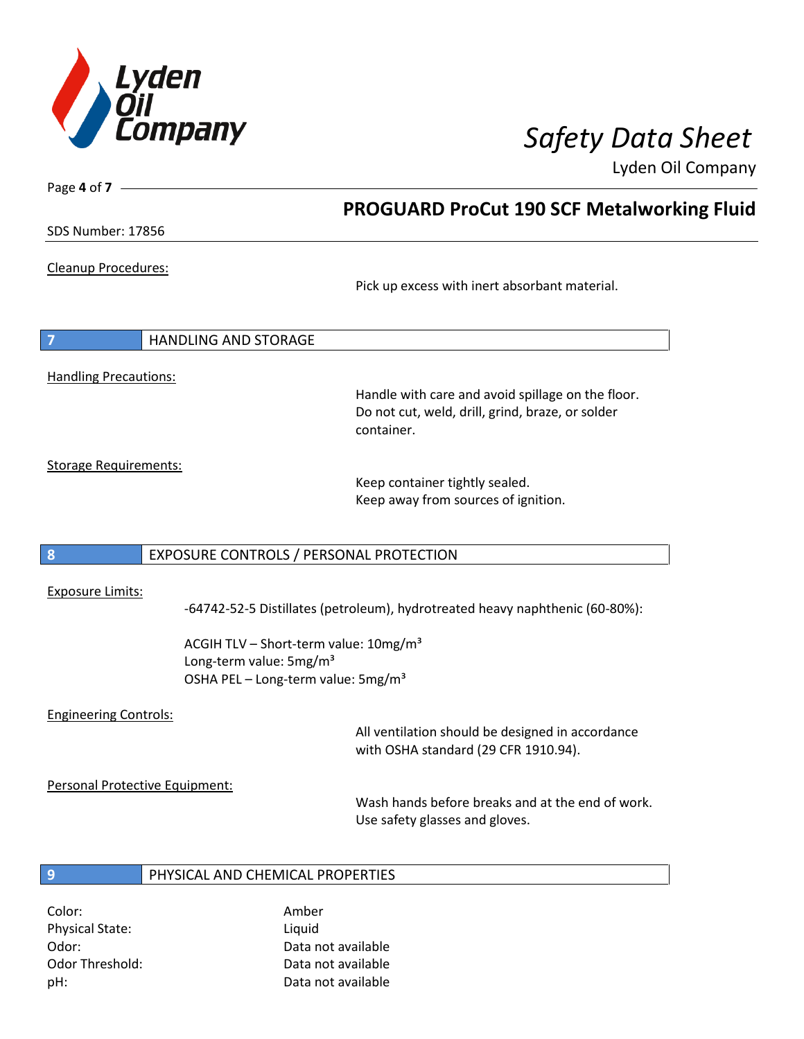**Cleanup Procedures:**

Pick up excess with inert absorbant material.

## 7 HANDLING AND STORAGE

**Handling Precautions:**

Handle with care and avoid spillage on the floor.
Do not cut, weld, drill, grind, braze, or solder container.

**Storage Requirements:**

Keep container tightly sealed.
Keep away from sources of ignition.

## 8 EXPOSURE CONTROLS / PERSONAL PROTECTION

**Exposure Limits:**

-64742-52-5 Distillates (petroleum), hydrotreated heavy naphthenic (60-80%):

ACGIH TLV – Short-term value: 10mg/m³
Long-term value: 5mg/m³
OSHA PEL – Long-term value: 5mg/m³

**Engineering Controls:**

All ventilation should be designed in accordance with OSHA standard (29 CFR 1910.94).

**Personal Protective Equipment:**

Wash hands before breaks and at the end of work.
Use safety glasses and gloves.

## 9 PHYSICAL AND CHEMICAL PROPERTIES

| | |
|---|---|
| Color: | Amber |
| Physical State: | Liquid |
| Odor: | Data not available |
| Odor Threshold: | Data not available |
| pH: | Data not available |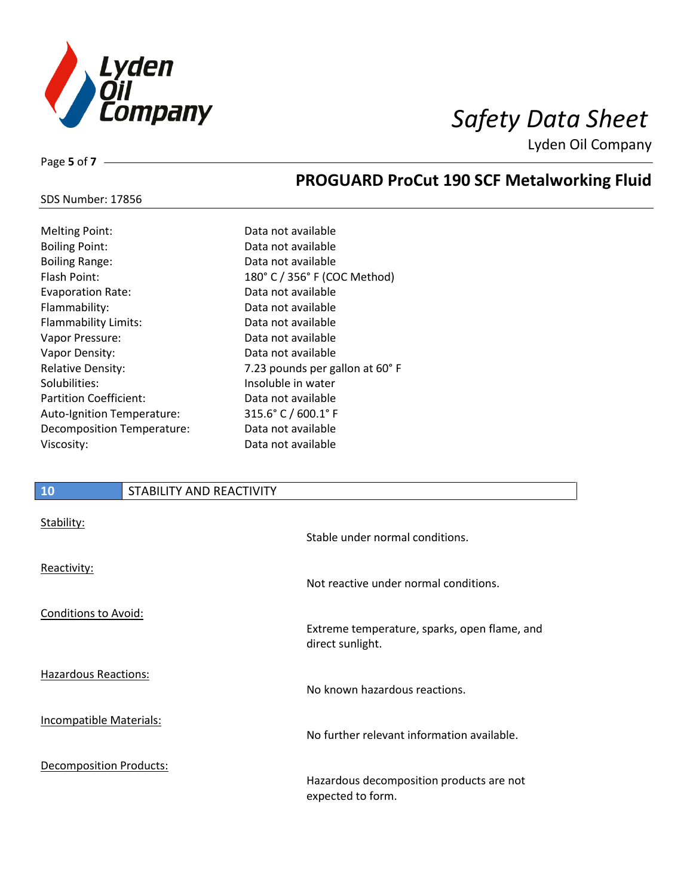| | |
|---|---|
| Melting Point: | Data not available |
| Boiling Point: | Data not available |
| Boiling Range: | Data not available |
| Flash Point: | 180° C / 356° F (COC Method) |
| Evaporation Rate: | Data not available |
| Flammability: | Data not available |
| Flammability Limits: | Data not available |
| Vapor Pressure: | Data not available |
| Vapor Density: | Data not available |
| Relative Density: | 7.23 pounds per gallon at 60° F |
| Solubilities: | Insoluble in water |
| Partition Coefficient: | Data not available |
| Auto-Ignition Temperature: | 315.6° C / 600.1° F |
| Decomposition Temperature: | Data not available |
| Viscosity: | Data not available |

## 10 STABILITY AND REACTIVITY

Stability:

Stable under normal conditions.

Reactivity:

Not reactive under normal conditions.

Conditions to Avoid:

Extreme temperature, sparks, open flame, and direct sunlight.

Hazardous Reactions:

No known hazardous reactions.

Incompatible Materials:

No further relevant information available.

Decomposition Products:

Hazardous decomposition products are not expected to form.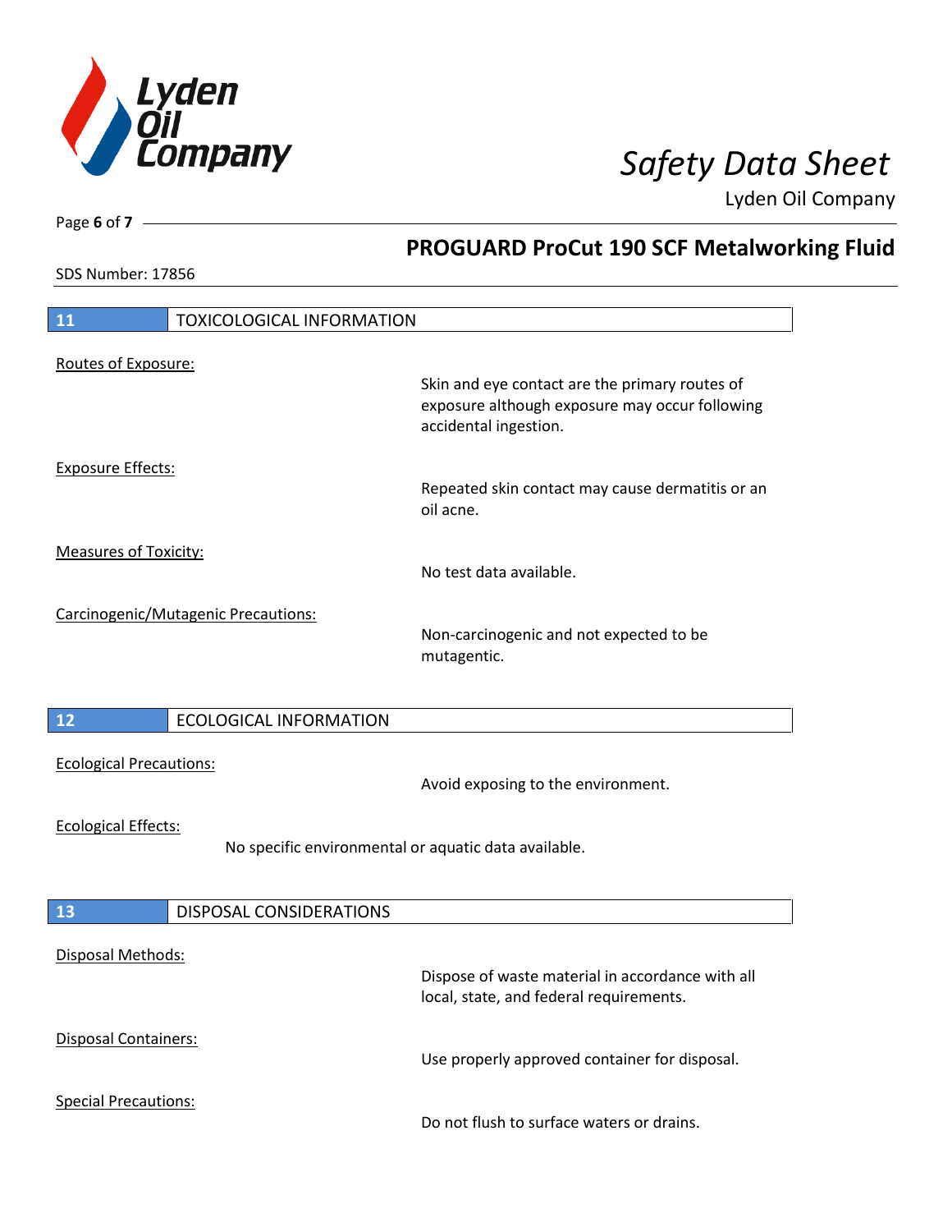## 11 TOXICOLOGICAL INFORMATION

Routes of Exposure:

Skin and eye contact are the primary routes of exposure although exposure may occur following accidental ingestion.

Exposure Effects:

Repeated skin contact may cause dermatitis or an oil acne.

Measures of Toxicity:

No test data available.

Carcinogenic/Mutagenic Precautions:

Non-carcinogenic and not expected to be mutagentic.

## 12 ECOLOGICAL INFORMATION

Ecological Precautions:

Avoid exposing to the environment.

Ecological Effects:

No specific environmental or aquatic data available.

## 13 DISPOSAL CONSIDERATIONS

Disposal Methods:

Dispose of waste material in accordance with all local, state, and federal requirements.

Disposal Containers:

Use properly approved container for disposal.

Special Precautions:

Do not flush to surface waters or drains.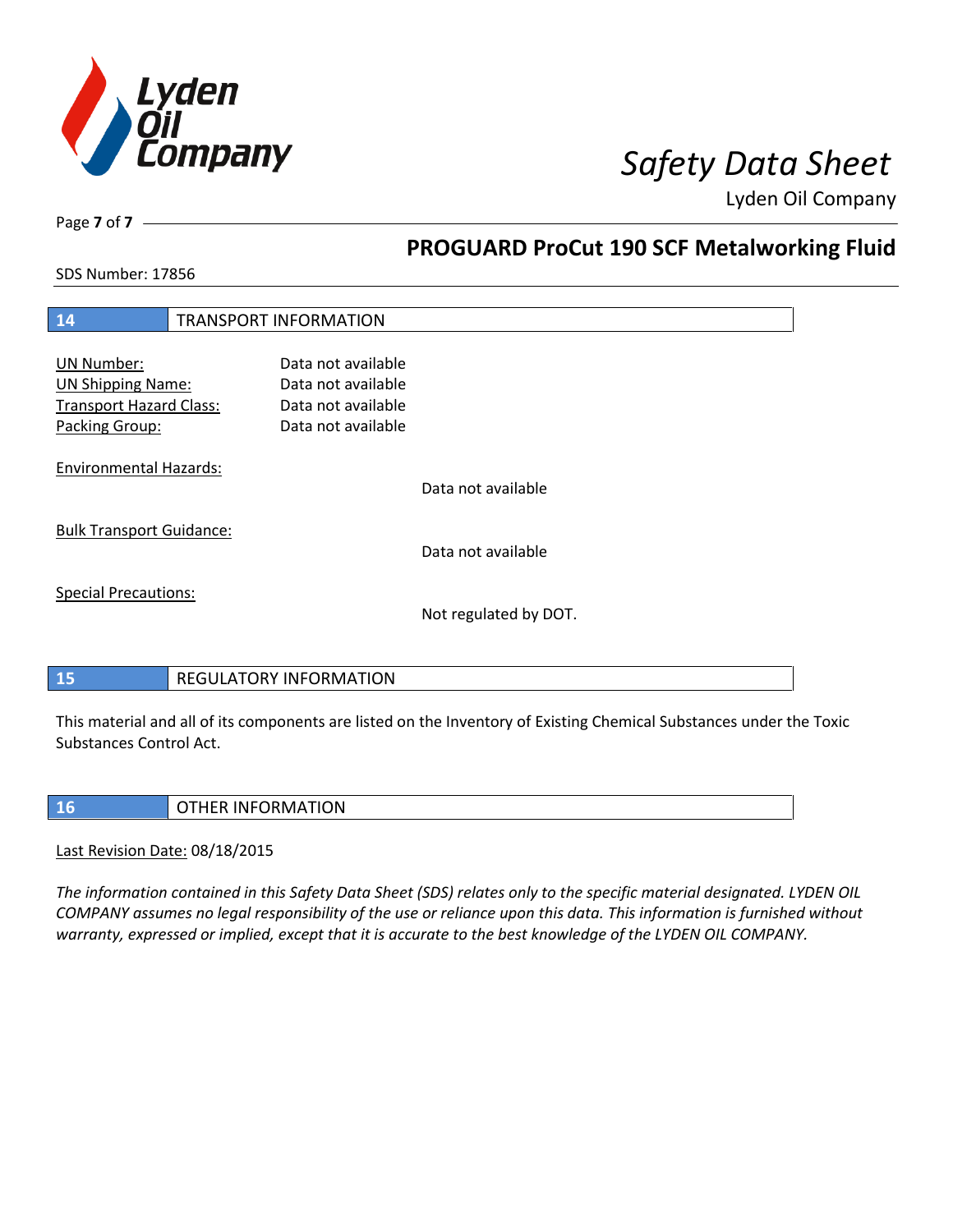## 14 TRANSPORT INFORMATION

| | |
|---|---|
| UN Number: | Data not available |
| UN Shipping Name: | Data not available |
| Transport Hazard Class: | Data not available |
| Packing Group: | Data not available |

Environmental Hazards:

Data not available

Bulk Transport Guidance:

Data not available

Special Precautions:

Not regulated by DOT.

## 15 REGULATORY INFORMATION

This material and all of its components are listed on the Inventory of Existing Chemical Substances under the Toxic Substances Control Act.

## 16 OTHER INFORMATION

Last Revision Date: 08/18/2015

*The information contained in this Safety Data Sheet (SDS) relates only to the specific material designated. LYDEN OIL COMPANY assumes no legal responsibility of the use or reliance upon this data. This information is furnished without warranty, expressed or implied, except that it is accurate to the best knowledge of the LYDEN OIL COMPANY.*